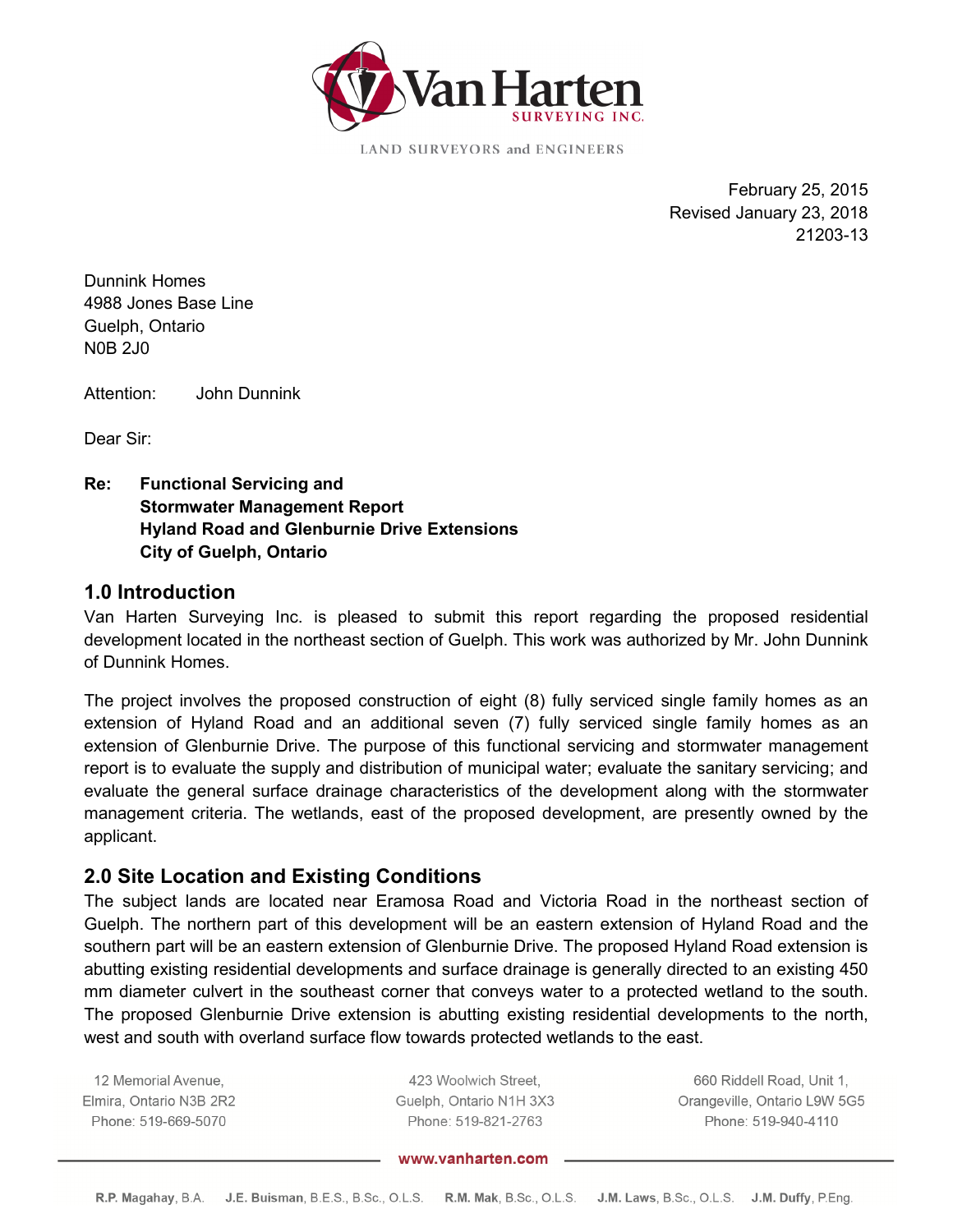Van Harten SURVEYING INC.

LAND SURVEYORS and ENGINEERS

February 25, 2015
Revised January 23, 2018
21203-13

Dunnink Homes
4988 Jones Base Line
Guelph, Ontario
N0B 2J0

Attention: John Dunnink

Dear Sir:

**Re: Functional Servicing and Stormwater Management Report Hyland Road and Glenburnie Drive Extensions City of Guelph, Ontario**

## 1.0 Introduction

Van Harten Surveying Inc. is pleased to submit this report regarding the proposed residential development located in the northeast section of Guelph. This work was authorized by Mr. John Dunnink of Dunnink Homes.

The project involves the proposed construction of eight (8) fully serviced single family homes as an extension of Hyland Road and an additional seven (7) fully serviced single family homes as an extension of Glenburnie Drive. The purpose of this functional servicing and stormwater management report is to evaluate the supply and distribution of municipal water; evaluate the sanitary servicing; and evaluate the general surface drainage characteristics of the development along with the stormwater management criteria. The wetlands, east of the proposed development, are presently owned by the applicant.

## 2.0 Site Location and Existing Conditions

The subject lands are located near Eramosa Road and Victoria Road in the northeast section of Guelph. The northern part of this development will be an eastern extension of Hyland Road and the southern part will be an eastern extension of Glenburnie Drive. The proposed Hyland Road extension is abutting existing residential developments and surface drainage is generally directed to an existing 450 mm diameter culvert in the southeast corner that conveys water to a protected wetland to the south. The proposed Glenburnie Drive extension is abutting existing residential developments to the north, west and south with overland surface flow towards protected wetlands to the east.

12 Memorial Avenue, Elmira, Ontario N3B 2R2 Phone: 519-669-5070

423 Woolwich Street, Guelph, Ontario N1H 3X3 Phone: 519-821-2763

660 Riddell Road, Unit 1, Orangeville, Ontario L9W 5G5 Phone: 519-940-4110

www.vanharten.com

R.P. Magahay, B.A. J.E. Buisman, B.E.S., B.Sc., O.L.S. R.M. Mak, B.Sc., O.L.S. J.M. Laws, B.Sc., O.L.S. J.M. Duffy, P.Eng.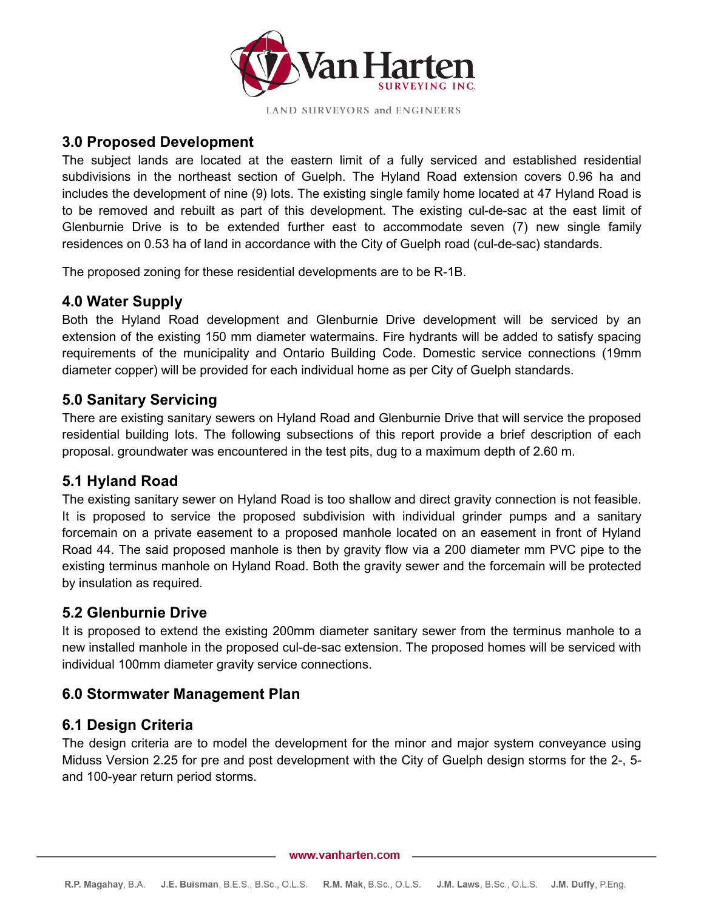## 3.0 Proposed Development

The subject lands are located at the eastern limit of a fully serviced and established residential subdivisions in the northeast section of Guelph. The Hyland Road extension covers 0.96 ha and includes the development of nine (9) lots. The existing single family home located at 47 Hyland Road is to be removed and rebuilt as part of this development. The existing cul-de-sac at the east limit of Glenburnie Drive is to be extended further east to accommodate seven (7) new single family residences on 0.53 ha of land in accordance with the City of Guelph road (cul-de-sac) standards.

The proposed zoning for these residential developments are to be R-1B.

## 4.0 Water Supply

Both the Hyland Road development and Glenburnie Drive development will be serviced by an extension of the existing 150 mm diameter watermains. Fire hydrants will be added to satisfy spacing requirements of the municipality and Ontario Building Code. Domestic service connections (19mm diameter copper) will be provided for each individual home as per City of Guelph standards.

## 5.0 Sanitary Servicing

There are existing sanitary sewers on Hyland Road and Glenburnie Drive that will service the proposed residential building lots. The following subsections of this report provide a brief description of each proposal. groundwater was encountered in the test pits, dug to a maximum depth of 2.60 m.

### 5.1 Hyland Road

The existing sanitary sewer on Hyland Road is too shallow and direct gravity connection is not feasible. It is proposed to service the proposed subdivision with individual grinder pumps and a sanitary forcemain on a private easement to a proposed manhole located on an easement in front of Hyland Road 44. The said proposed manhole is then by gravity flow via a 200 diameter mm PVC pipe to the existing terminus manhole on Hyland Road. Both the gravity sewer and the forcemain will be protected by insulation as required.

### 5.2 Glenburnie Drive

It is proposed to extend the existing 200mm diameter sanitary sewer from the terminus manhole to a new installed manhole in the proposed cul-de-sac extension. The proposed homes will be serviced with individual 100mm diameter gravity service connections.

## 6.0 Stormwater Management Plan

### 6.1 Design Criteria

The design criteria are to model the development for the minor and major system conveyance using Miduss Version 2.25 for pre and post development with the City of Guelph design storms for the 2-, 5- and 100-year return period storms.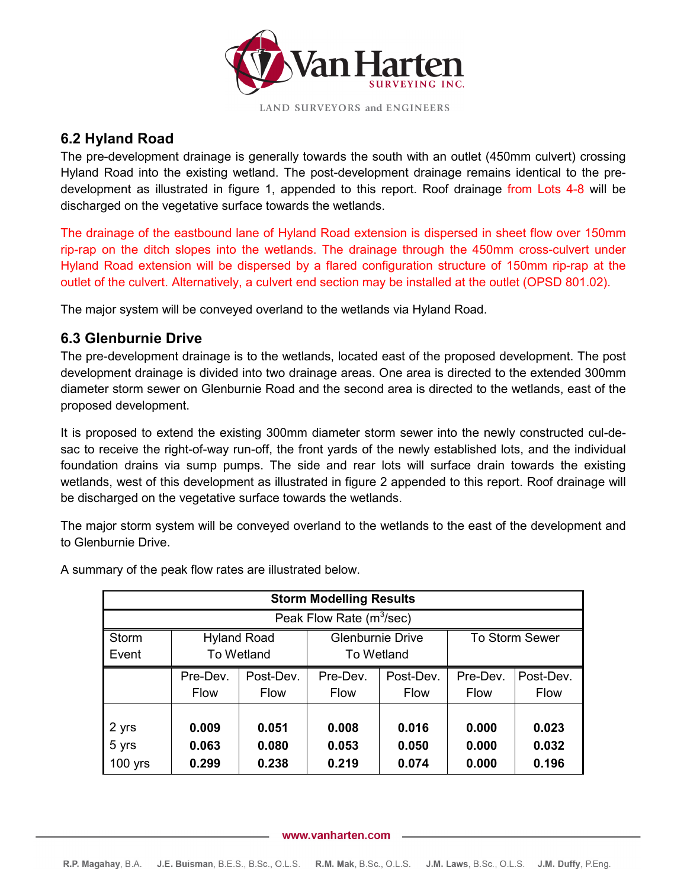## 6.2 Hyland Road

The pre-development drainage is generally towards the south with an outlet (450mm culvert) crossing Hyland Road into the existing wetland. The post-development drainage remains identical to the pre-development as illustrated in figure 1, appended to this report. Roof drainage from Lots 4-8 will be discharged on the vegetative surface towards the wetlands.

The drainage of the eastbound lane of Hyland Road extension is dispersed in sheet flow over 150mm rip-rap on the ditch slopes into the wetlands. The drainage through the 450mm cross-culvert under Hyland Road extension will be dispersed by a flared configuration structure of 150mm rip-rap at the outlet of the culvert. Alternatively, a culvert end section may be installed at the outlet (OPSD 801.02).

The major system will be conveyed overland to the wetlands via Hyland Road.

## 6.3 Glenburnie Drive

The pre-development drainage is to the wetlands, located east of the proposed development. The post development drainage is divided into two drainage areas. One area is directed to the extended 300mm diameter storm sewer on Glenburnie Road and the second area is directed to the wetlands, east of the proposed development.

It is proposed to extend the existing 300mm diameter storm sewer into the newly constructed cul-de-sac to receive the right-of-way run-off, the front yards of the newly established lots, and the individual foundation drains via sump pumps. The side and rear lots will surface drain towards the existing wetlands, west of this development as illustrated in figure 2 appended to this report. Roof drainage will be discharged on the vegetative surface towards the wetlands.

The major storm system will be conveyed overland to the wetlands to the east of the development and to Glenburnie Drive.

A summary of the peak flow rates are illustrated below.

| Storm Modelling Results | | | | | | |
|---|---|---|---|---|---|---|
| Peak Flow Rate ($m^3$/sec) | | | | | | |
| Storm Event | Hyland Road To Wetland | | Glenburnie Drive To Wetland | | To Storm Sewer | |
| | Pre-Dev. Flow | Post-Dev. Flow | Pre-Dev. Flow | Post-Dev. Flow | Pre-Dev. Flow | Post-Dev. Flow |
| 2 yrs | **0.009** | **0.051** | **0.008** | **0.016** | **0.000** | **0.023** |
| 5 yrs | **0.063** | **0.080** | **0.053** | **0.050** | **0.000** | **0.032** |
| 100 yrs | **0.299** | **0.238** | **0.219** | **0.074** | **0.000** | **0.196** |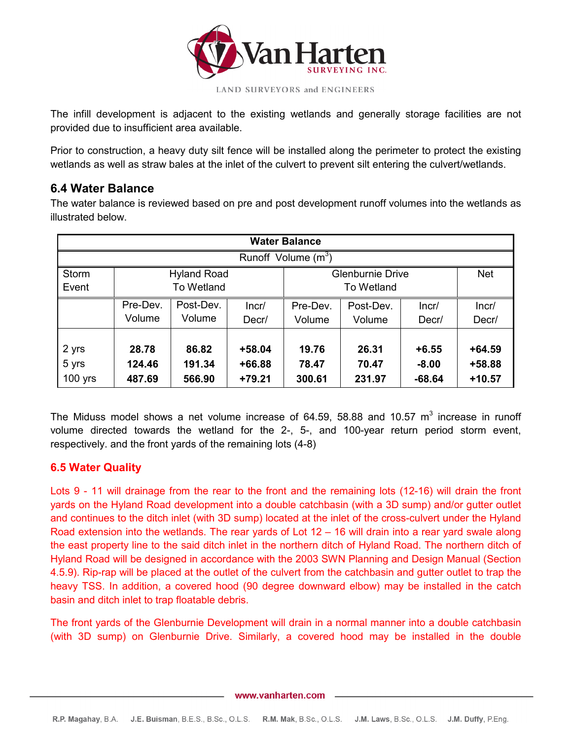The infill development is adjacent to the existing wetlands and generally storage facilities are not provided due to insufficient area available.

Prior to construction, a heavy duty silt fence will be installed along the perimeter to protect the existing wetlands as well as straw bales at the inlet of the culvert to prevent silt entering the culvert/wetlands.

## 6.4 Water Balance

The water balance is reviewed based on pre and post development runoff volumes into the wetlands as illustrated below.

| Water Balance | | | | | | | |
|---|---|---|---|---|---|---|---|
| Runoff Volume ($m^3$) | | | | | | | |
| Storm Event | Hyland Road To Wetland | | | Glenburnie Drive To Wetland | | | Net |
| | Pre-Dev. Volume | Post-Dev. Volume | Incr/ Decr/ | Pre-Dev. Volume | Post-Dev. Volume | Incr/ Decr/ | Incr/ Decr/ |
| 2 yrs | **28.78** | **86.82** | **+58.04** | **19.76** | **26.31** | **+6.55** | **+64.59** |
| 5 yrs | **124.46** | **191.34** | **+66.88** | **78.47** | **70.47** | **-8.00** | **+58.88** |
| 100 yrs | **487.69** | **566.90** | **+79.21** | **300.61** | **231.97** | **-68.64** | **+10.57** |

The Miduss model shows a net volume increase of 64.59, 58.88 and 10.57 $m^3$ increase in runoff volume directed towards the wetland for the 2-, 5-, and 100-year return period storm event, respectively. and the front yards of the remaining lots (4-8)

## 6.5 Water Quality

Lots 9 - 11 will drainage from the rear to the front and the remaining lots (12-16) will drain the front yards on the Hyland Road development into a double catchbasin (with a 3D sump) and/or gutter outlet and continues to the ditch inlet (with 3D sump) located at the inlet of the cross-culvert under the Hyland Road extension into the wetlands. The rear yards of Lot 12 – 16 will drain into a rear yard swale along the east property line to the said ditch inlet in the northern ditch of Hyland Road. The northern ditch of Hyland Road will be designed in accordance with the 2003 SWN Planning and Design Manual (Section 4.5.9). Rip-rap will be placed at the outlet of the culvert from the catchbasin and gutter outlet to trap the heavy TSS. In addition, a covered hood (90 degree downward elbow) may be installed in the catch basin and ditch inlet to trap floatable debris.

The front yards of the Glenburnie Development will drain in a normal manner into a double catchbasin (with 3D sump) on Glenburnie Drive. Similarly, a covered hood may be installed in the double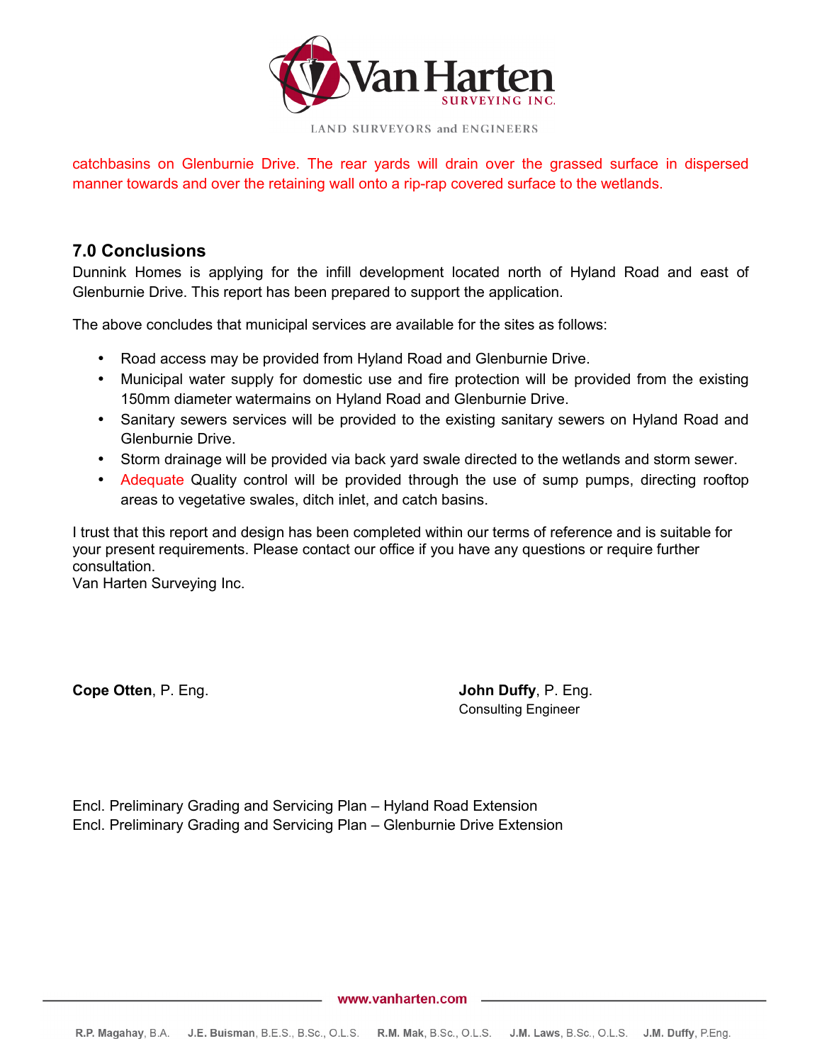catchbasins on Glenburnie Drive. The rear yards will drain over the grassed surface in dispersed manner towards and over the retaining wall onto a rip-rap covered surface to the wetlands.

## 7.0 Conclusions

Dunnink Homes is applying for the infill development located north of Hyland Road and east of Glenburnie Drive. This report has been prepared to support the application.

The above concludes that municipal services are available for the sites as follows:

- Road access may be provided from Hyland Road and Glenburnie Drive.
- Municipal water supply for domestic use and fire protection will be provided from the existing 150mm diameter watermains on Hyland Road and Glenburnie Drive.
- Sanitary sewers services will be provided to the existing sanitary sewers on Hyland Road and Glenburnie Drive.
- Storm drainage will be provided via back yard swale directed to the wetlands and storm sewer.
- Adequate Quality control will be provided through the use of sump pumps, directing rooftop areas to vegetative swales, ditch inlet, and catch basins.

I trust that this report and design has been completed within our terms of reference and is suitable for your present requirements. Please contact our office if you have any questions or require further consultation.
Van Harten Surveying Inc.

**Cope Otten**, P. Eng.

**John Duffy**, P. Eng.
Consulting Engineer

Encl. Preliminary Grading and Servicing Plan – Hyland Road Extension
Encl. Preliminary Grading and Servicing Plan – Glenburnie Drive Extension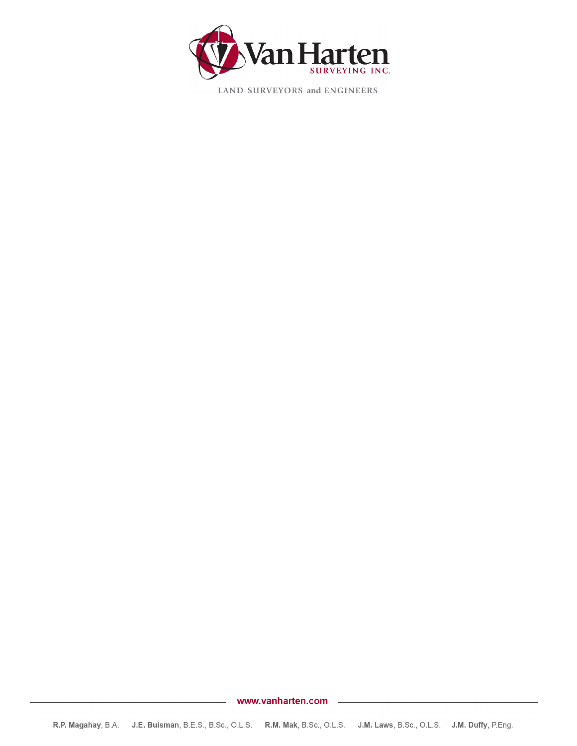Van Harten
SURVEYING INC.

LAND SURVEYORS and ENGINEERS

www.vanharten.com

**R.P. Magahay**, B.A. **J.E. Buisman**, B.E.S., B.Sc., O.L.S. **R.M. Mak**, B.Sc., O.L.S. **J.M. Laws**, B.Sc., O.L.S. **J.M. Duffy**, P.Eng.